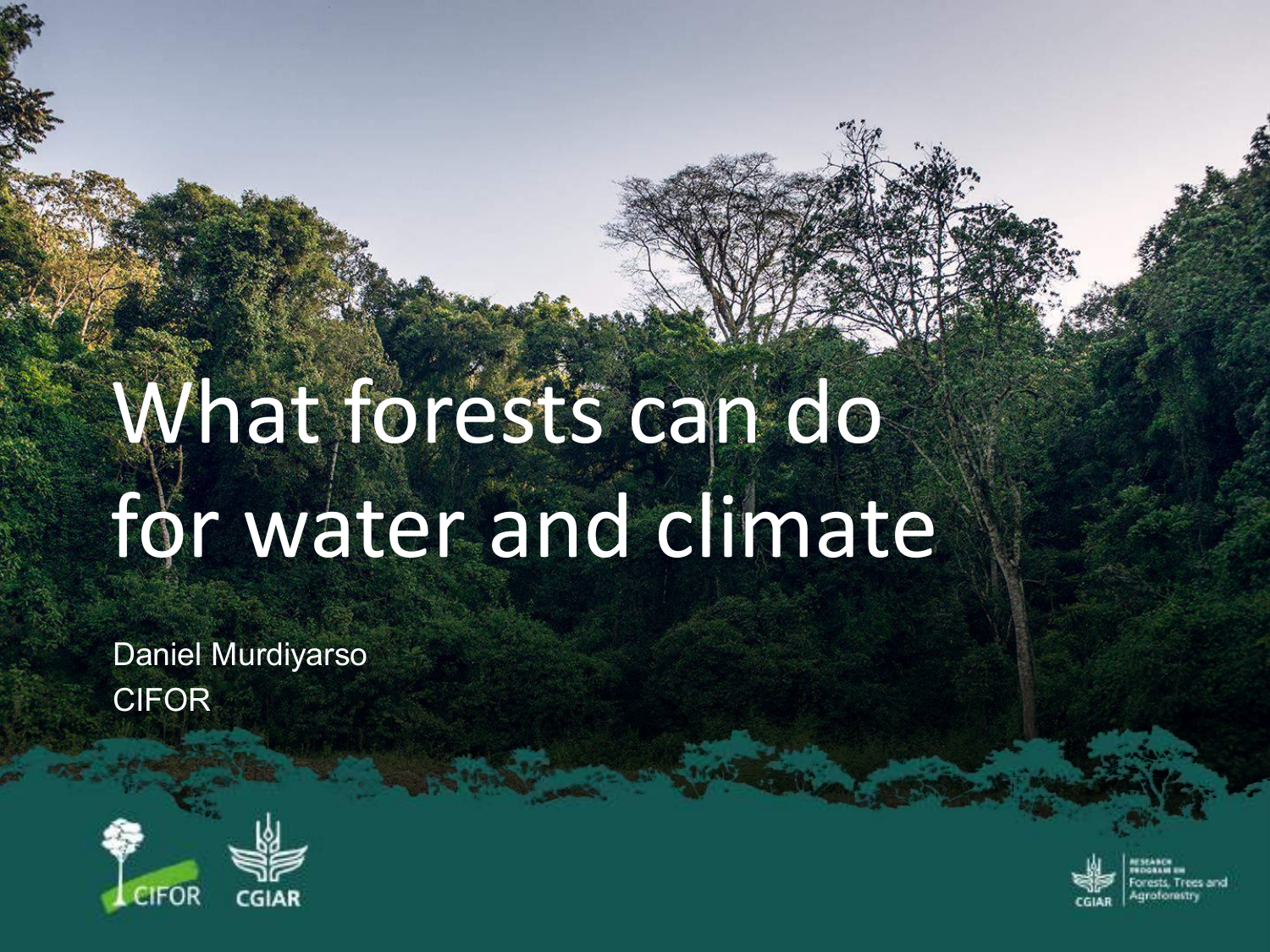# What forests can do for water and climate

Daniel Murdiyarso
CIFOR

CIFOR CGIAR

CGIAR Research Program on Forests, Trees and Agroforestry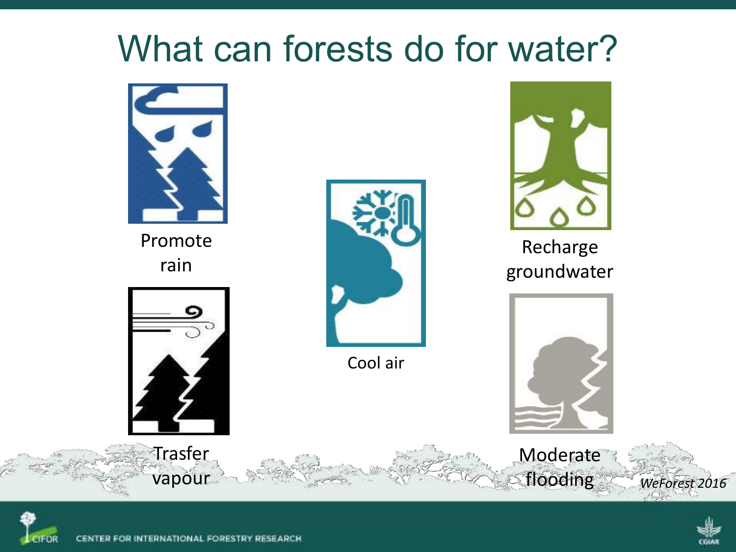# What can forests do for water?

Promote rain

Trasfer vapour

Cool air

Recharge groundwater

Moderate flooding

*WeForest 2016*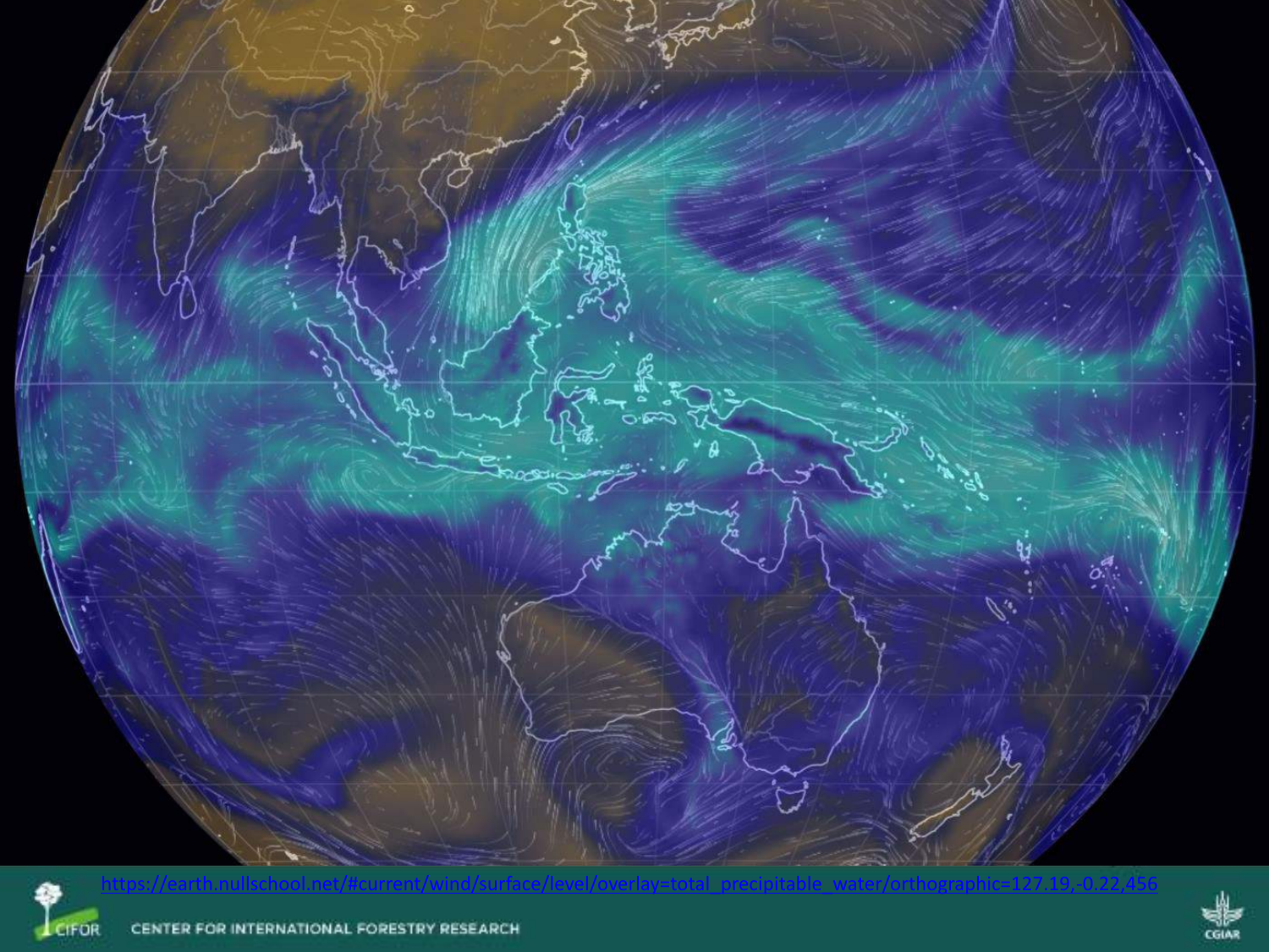https://earth.nullschool.net/#current/wind/surface/level/overlay=total_precipitable_water/orthographic=127.19,-0.22,456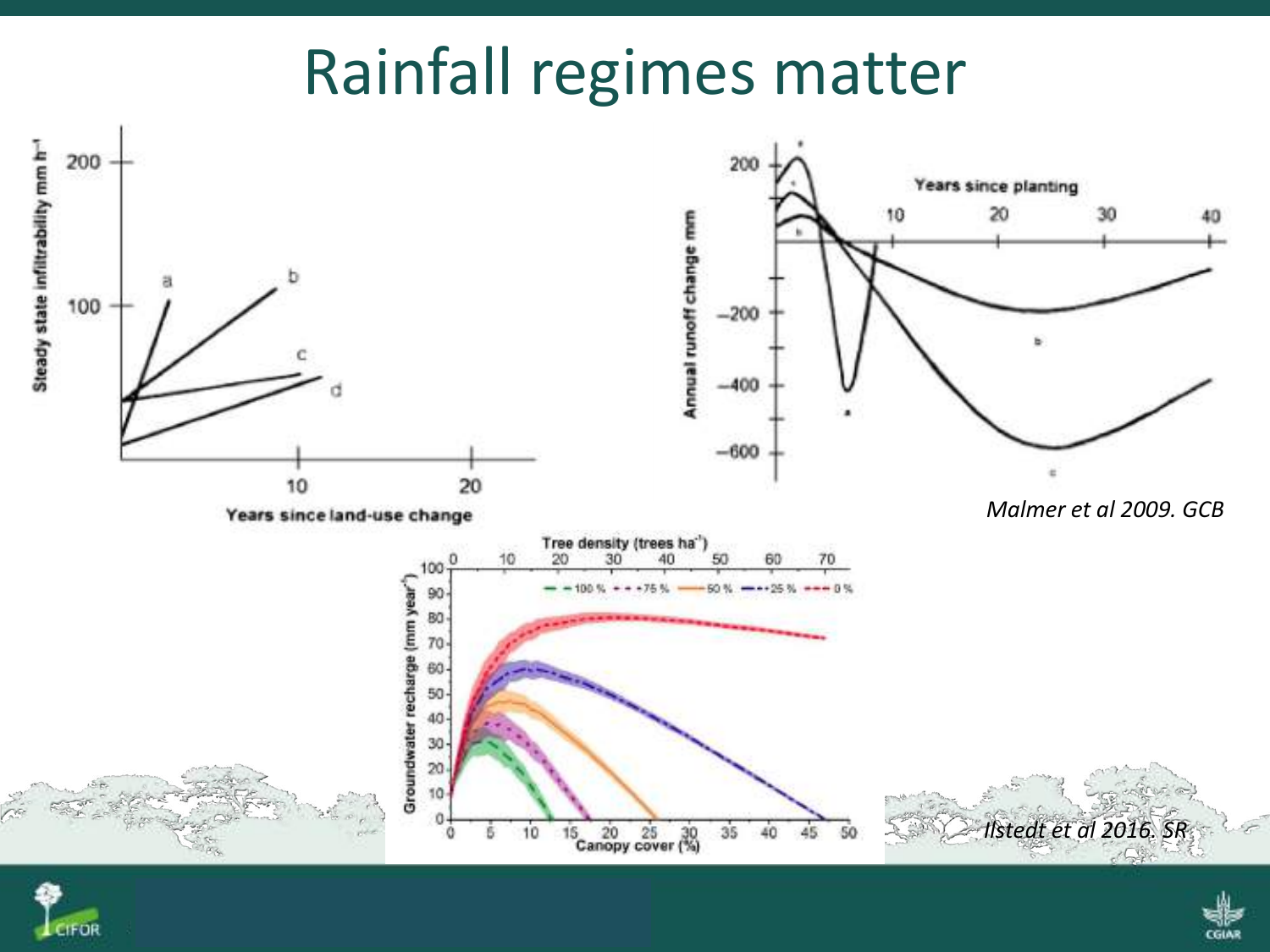# Rainfall regimes matter

Steady state infiltrability mm h⁻¹

200

100

a

b

c

d

10

20

Years since land-use change

Annual runoff change mm

200

Years since planting

10

20

30

40

−200

−400

−600

a

b

c

*Malmer et al 2009. GCB*

Tree density (trees ha⁻¹)

0 10 20 30 40 50 60 70

Groundwater recharge (mm year⁻¹)

100 90 80 70 60 50 40 30 20 10 0

100 % 75 % 50 % 25 % 0 %

0 5 10 15 20 25 30 35 40 45 50

Canopy cover (%)

*Ilstedt et al 2016. SR*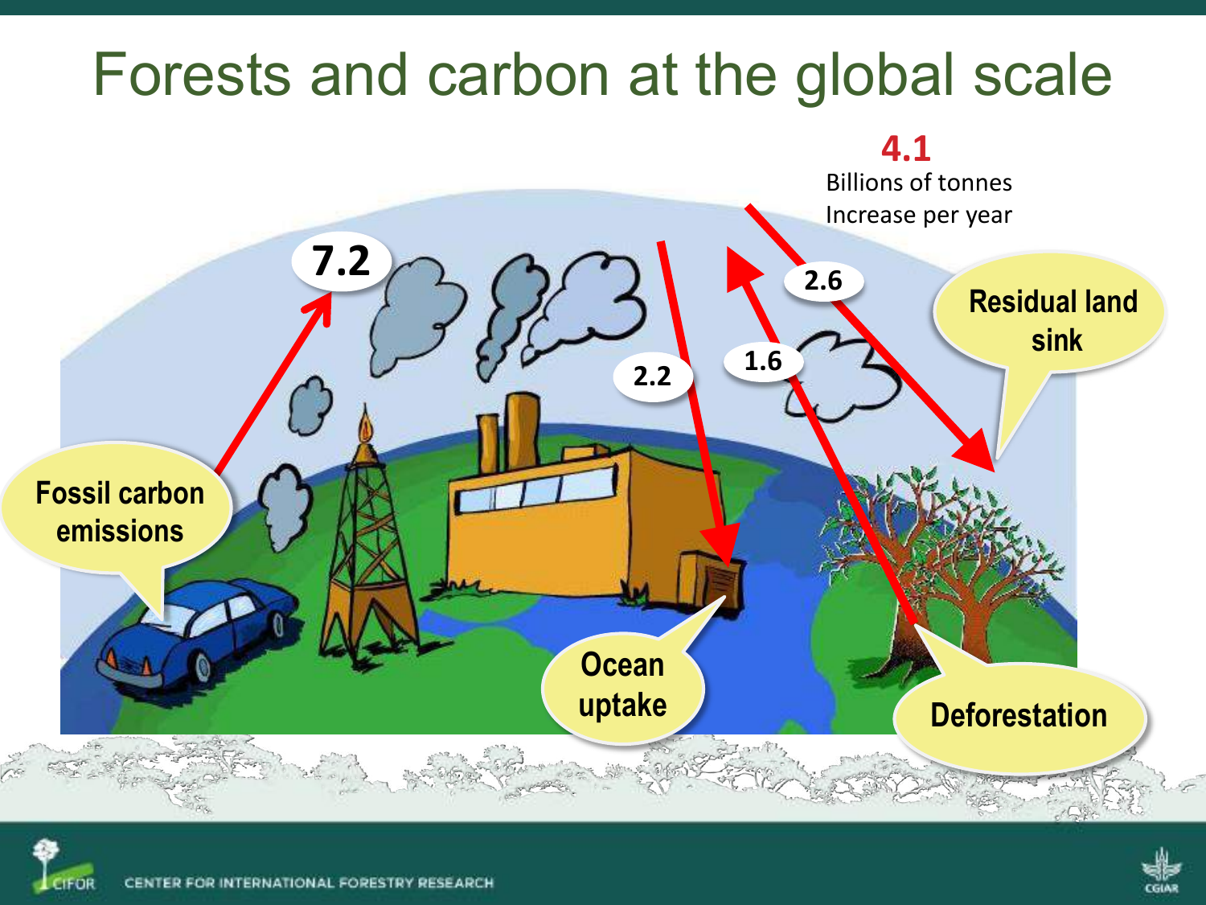# Forests and carbon at the global scale

4.1

Billions of tonnes

Increase per year

7.2

2.2

1.6

2.6

Fossil carbon emissions

Ocean uptake

Deforestation

Residual land sink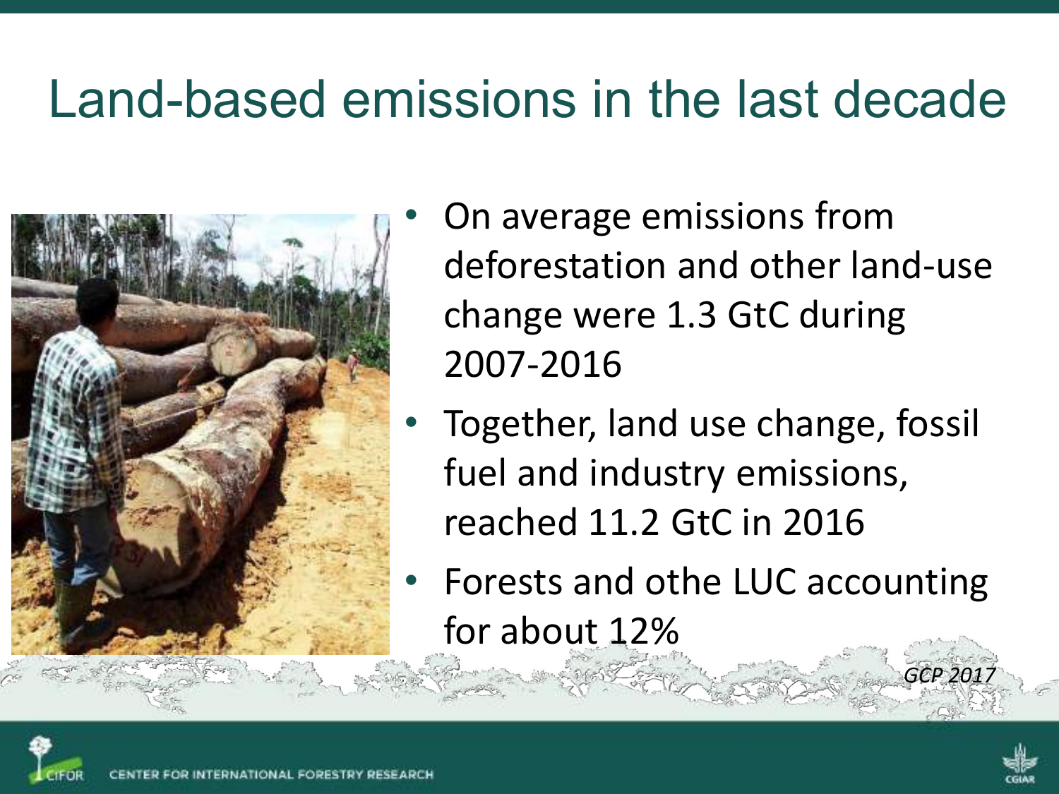# Land-based emissions in the last decade

- On average emissions from deforestation and other land-use change were 1.3 GtC during 2007-2016
- Together, land use change, fossil fuel and industry emissions, reached 11.2 GtC in 2016
- Forests and othe LUC accounting for about 12%

*GCP 2017*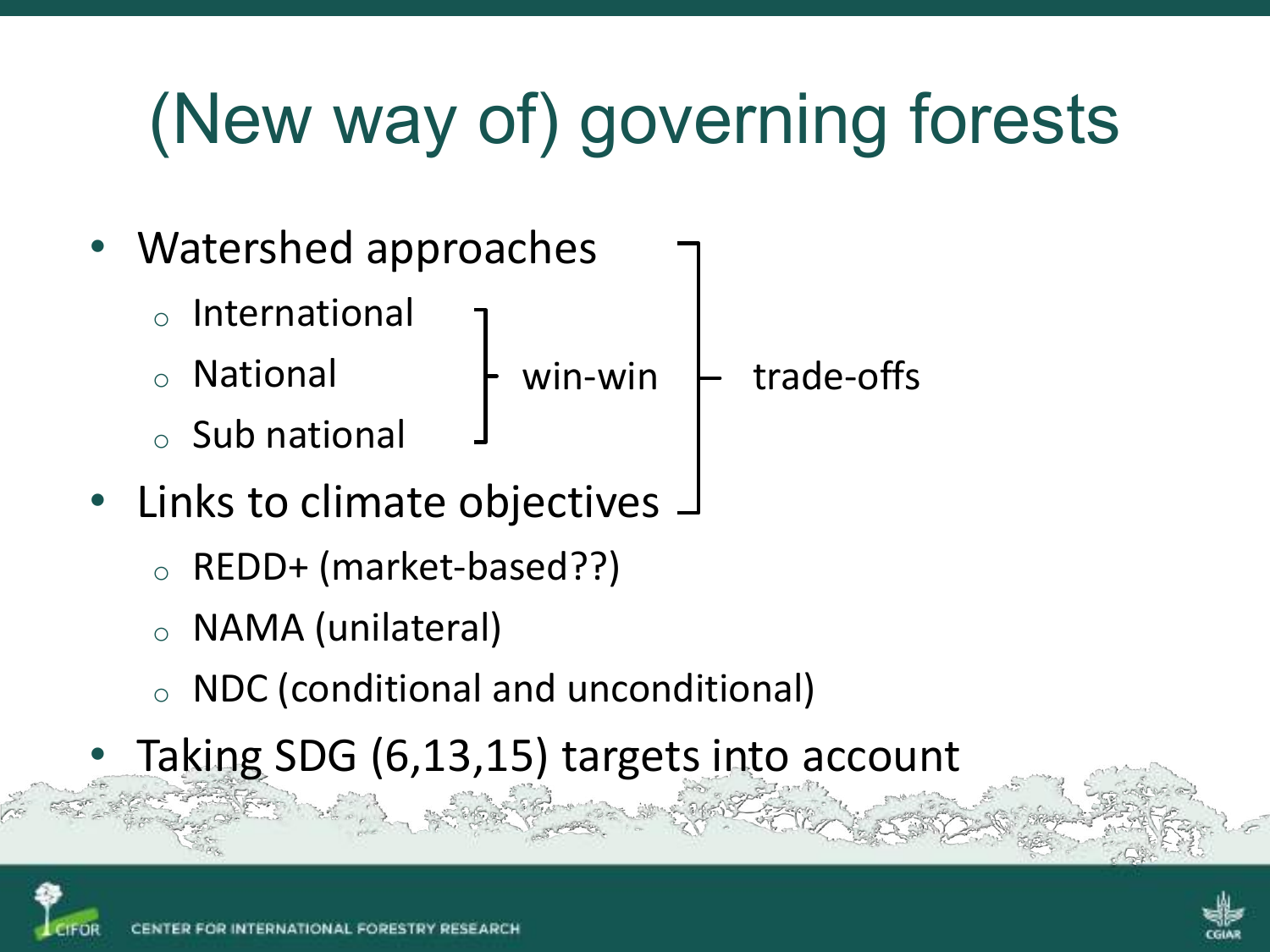# (New way of) governing forests

- Watershed approaches
  - International
  - National
  - Sub national
- Links to climate objectives
  - REDD+ (market-based??)
  - NAMA (unilateral)
  - NDC (conditional and unconditional)
- Taking SDG (6,13,15) targets into account

win-win

trade-offs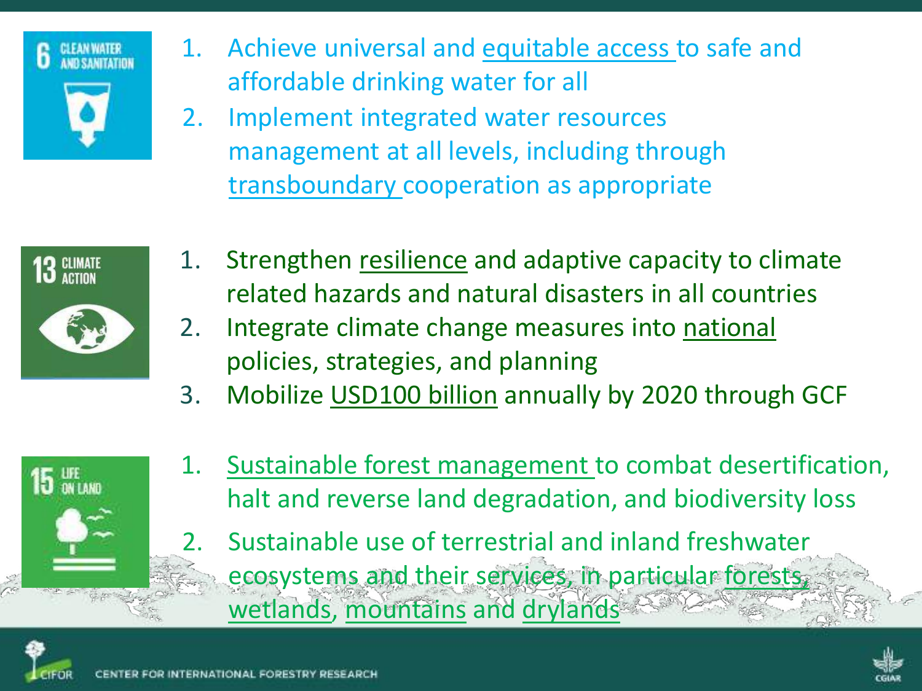6 CLEAN WATER AND SANITATION

1. Achieve universal and equitable access to safe and affordable drinking water for all
2. Implement integrated water resources management at all levels, including through transboundary cooperation as appropriate

13 CLIMATE ACTION

1. Strengthen resilience and adaptive capacity to climate related hazards and natural disasters in all countries
2. Integrate climate change measures into national policies, strategies, and planning
3. Mobilize USD100 billion annually by 2020 through GCF

15 LIFE ON LAND

1. Sustainable forest management to combat desertification, halt and reverse land degradation, and biodiversity loss
2. Sustainable use of terrestrial and inland freshwater ecosystems and their services, in particular forests, wetlands, mountains and drylands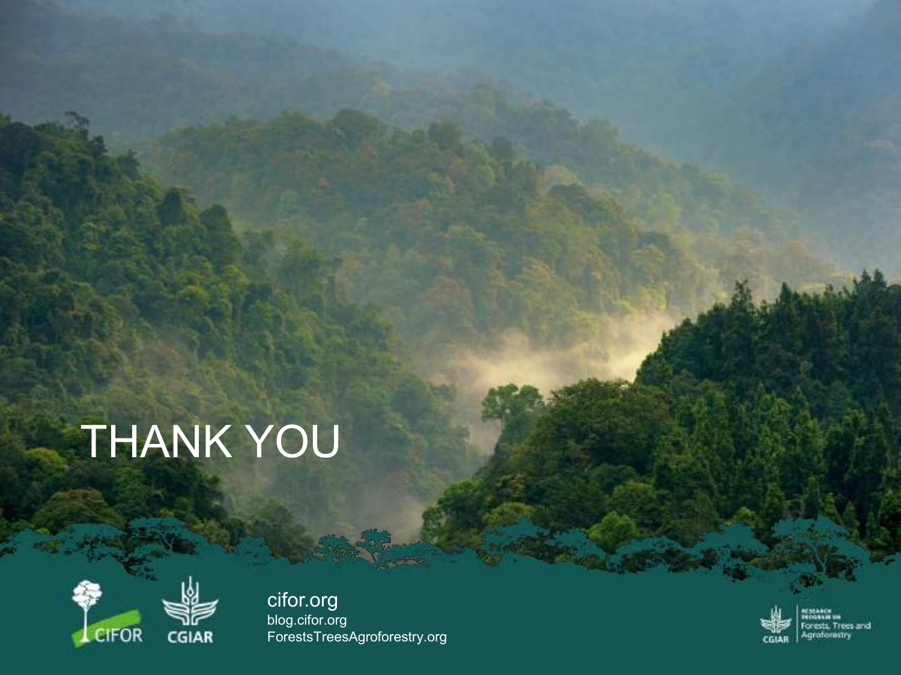# THANK YOU

cifor.org
blog.cifor.org
ForestsTreesAgroforestry.org